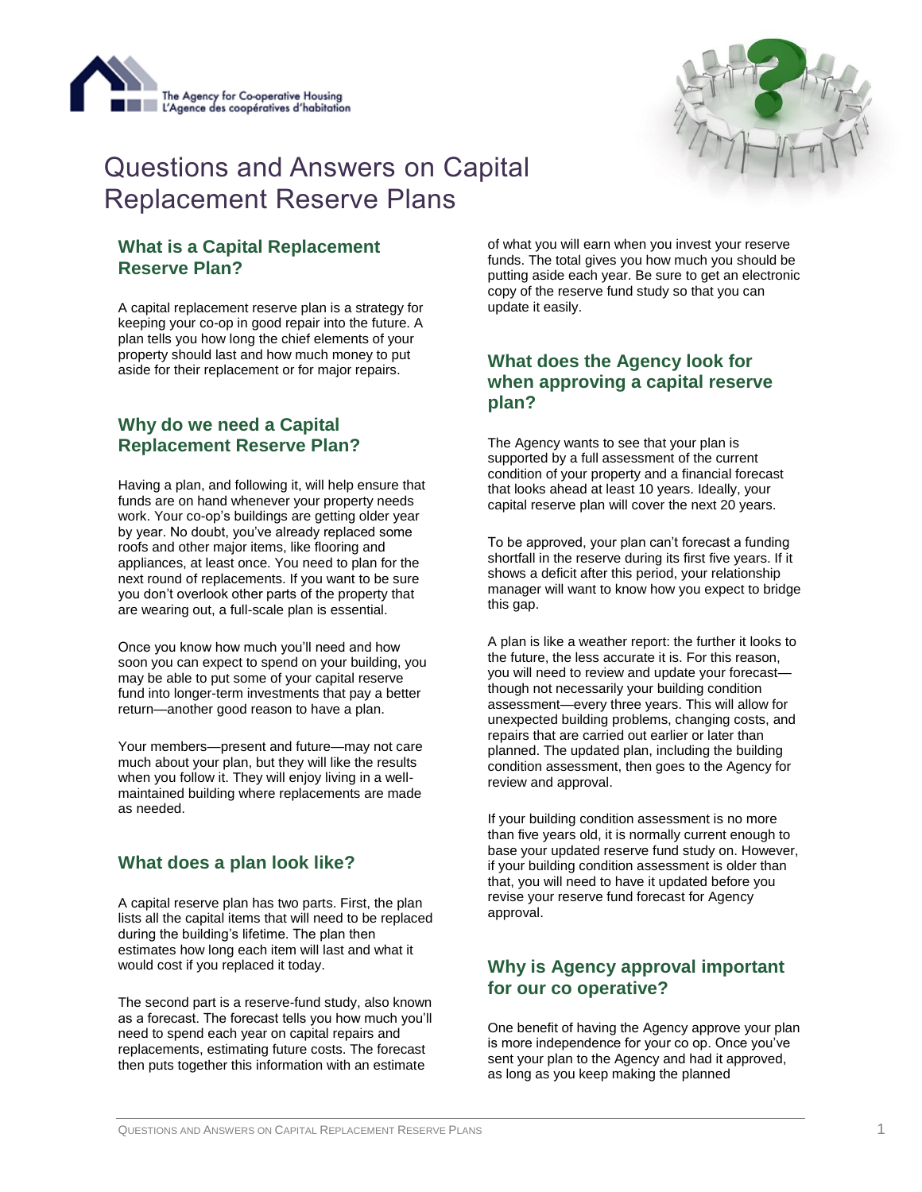The Agency for Co-operative Housing
L'Agence des coopératives d'habitation

# Questions and Answers on Capital Replacement Reserve Plans

## What is a Capital Replacement Reserve Plan?

A capital replacement reserve plan is a strategy for keeping your co-op in good repair into the future. A plan tells you how long the chief elements of your property should last and how much money to put aside for their replacement or for major repairs.

## Why do we need a Capital Replacement Reserve Plan?

Having a plan, and following it, will help ensure that funds are on hand whenever your property needs work. Your co-op's buildings are getting older year by year. No doubt, you've already replaced some roofs and other major items, like flooring and appliances, at least once. You need to plan for the next round of replacements. If you want to be sure you don't overlook other parts of the property that are wearing out, a full-scale plan is essential.

Once you know how much you'll need and how soon you can expect to spend on your building, you may be able to put some of your capital reserve fund into longer-term investments that pay a better return—another good reason to have a plan.

Your members—present and future—may not care much about your plan, but they will like the results when you follow it. They will enjoy living in a well-maintained building where replacements are made as needed.

## What does a plan look like?

A capital reserve plan has two parts. First, the plan lists all the capital items that will need to be replaced during the building's lifetime. The plan then estimates how long each item will last and what it would cost if you replaced it today.

The second part is a reserve-fund study, also known as a forecast. The forecast tells you how much you'll need to spend each year on capital repairs and replacements, estimating future costs. The forecast then puts together this information with an estimate of what you will earn when you invest your reserve funds. The total gives you how much you should be putting aside each year. Be sure to get an electronic copy of the reserve fund study so that you can update it easily.

## What does the Agency look for when approving a capital reserve plan?

The Agency wants to see that your plan is supported by a full assessment of the current condition of your property and a financial forecast that looks ahead at least 10 years. Ideally, your capital reserve plan will cover the next 20 years.

To be approved, your plan can't forecast a funding shortfall in the reserve during its first five years. If it shows a deficit after this period, your relationship manager will want to know how you expect to bridge this gap.

A plan is like a weather report: the further it looks to the future, the less accurate it is. For this reason, you will need to review and update your forecast—though not necessarily your building condition assessment—every three years. This will allow for unexpected building problems, changing costs, and repairs that are carried out earlier or later than planned. The updated plan, including the building condition assessment, then goes to the Agency for review and approval.

If your building condition assessment is no more than five years old, it is normally current enough to base your updated reserve fund study on. However, if your building condition assessment is older than that, you will need to have it updated before you revise your reserve fund forecast for Agency approval.

## Why is Agency approval important for our co operative?

One benefit of having the Agency approve your plan is more independence for your co op. Once you've sent your plan to the Agency and had it approved, as long as you keep making the planned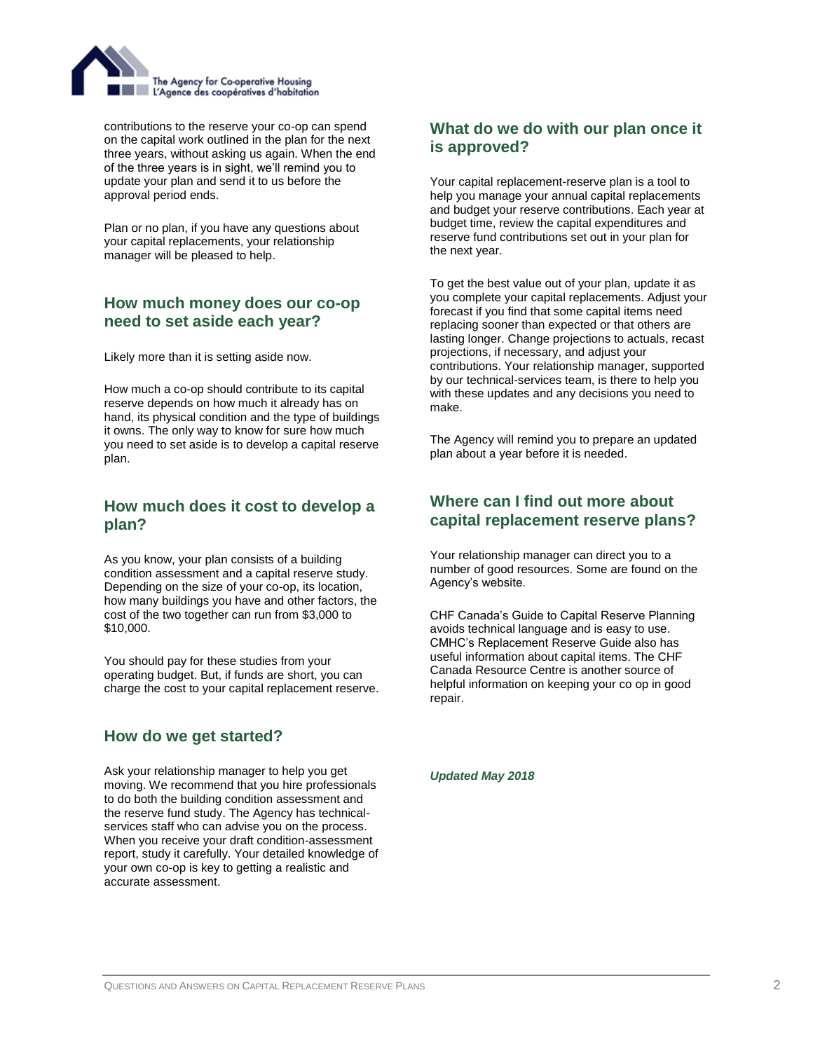contributions to the reserve your co-op can spend on the capital work outlined in the plan for the next three years, without asking us again. When the end of the three years is in sight, we'll remind you to update your plan and send it to us before the approval period ends.

Plan or no plan, if you have any questions about your capital replacements, your relationship manager will be pleased to help.

## How much money does our co-op need to set aside each year?

Likely more than it is setting aside now.

How much a co-op should contribute to its capital reserve depends on how much it already has on hand, its physical condition and the type of buildings it owns. The only way to know for sure how much you need to set aside is to develop a capital reserve plan.

## How much does it cost to develop a plan?

As you know, your plan consists of a building condition assessment and a capital reserve study. Depending on the size of your co-op, its location, how many buildings you have and other factors, the cost of the two together can run from $3,000 to $10,000.

You should pay for these studies from your operating budget. But, if funds are short, you can charge the cost to your capital replacement reserve.

## How do we get started?

Ask your relationship manager to help you get moving. We recommend that you hire professionals to do both the building condition assessment and the reserve fund study. The Agency has technical-services staff who can advise you on the process. When you receive your draft condition-assessment report, study it carefully. Your detailed knowledge of your own co-op is key to getting a realistic and accurate assessment.

## What do we do with our plan once it is approved?

Your capital replacement-reserve plan is a tool to help you manage your annual capital replacements and budget your reserve contributions. Each year at budget time, review the capital expenditures and reserve fund contributions set out in your plan for the next year.

To get the best value out of your plan, update it as you complete your capital replacements. Adjust your forecast if you find that some capital items need replacing sooner than expected or that others are lasting longer. Change projections to actuals, recast projections, if necessary, and adjust your contributions. Your relationship manager, supported by our technical-services team, is there to help you with these updates and any decisions you need to make.

The Agency will remind you to prepare an updated plan about a year before it is needed.

## Where can I find out more about capital replacement reserve plans?

Your relationship manager can direct you to a number of good resources. Some are found on the Agency's website.

CHF Canada's Guide to Capital Reserve Planning avoids technical language and is easy to use. CMHC's Replacement Reserve Guide also has useful information about capital items. The CHF Canada Resource Centre is another source of helpful information on keeping your co op in good repair.

***Updated May 2018***